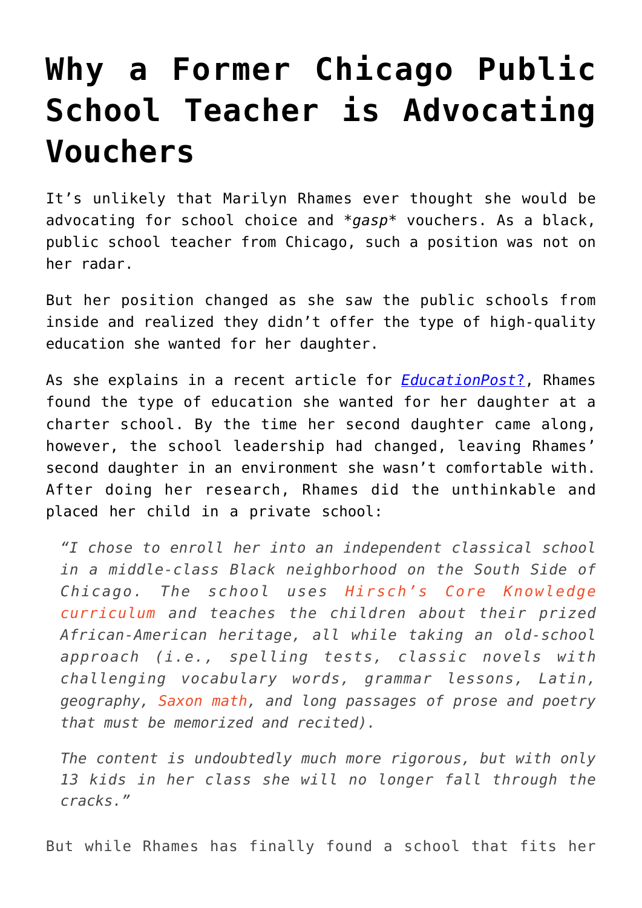# Why a Former Chicago Public School Teacher is Advocating Vouchers

It's unlikely that Marilyn Rhames ever thought she would be advocating for school choice and *\*gasp\** vouchers. As a black, public school teacher from Chicago, such a position was not on her radar.

But her position changed as she saw the public schools from inside and realized they didn't offer the type of high-quality education she wanted for her daughter.

As she explains in a recent article for [EducationPost?](#), Rhames found the type of education she wanted for her daughter at a charter school. By the time her second daughter came along, however, the school leadership had changed, leaving Rhames' second daughter in an environment she wasn't comfortable with. After doing her research, Rhames did the unthinkable and placed her child in a private school:

> *"I chose to enroll her into an independent classical school in a middle-class Black neighborhood on the South Side of Chicago. The school uses Hirsch's Core Knowledge curriculum and teaches the children about their prized African-American heritage, all while taking an old-school approach (i.e., spelling tests, classic novels with challenging vocabulary words, grammar lessons, Latin, geography, Saxon math, and long passages of prose and poetry that must be memorized and recited).*
>
> *The content is undoubtedly much more rigorous, but with only 13 kids in her class she will no longer fall through the cracks."*

But while Rhames has finally found a school that fits her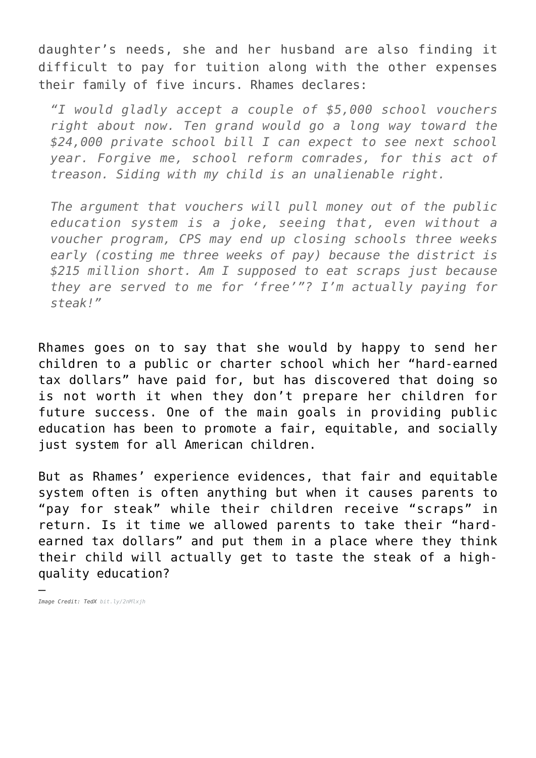daughter's needs, she and her husband are also finding it difficult to pay for tuition along with the other expenses their family of five incurs. Rhames declares:

> *"I would gladly accept a couple of $5,000 school vouchers right about now. Ten grand would go a long way toward the $24,000 private school bill I can expect to see next school year. Forgive me, school reform comrades, for this act of treason. Siding with my child is an unalienable right.*
>
> *The argument that vouchers will pull money out of the public education system is a joke, seeing that, even without a voucher program, CPS may end up closing schools three weeks early (costing me three weeks of pay) because the district is $215 million short. Am I supposed to eat scraps just because they are served to me for 'free'"? I'm actually paying for steak!"*

Rhames goes on to say that she would by happy to send her children to a public or charter school which her "hard-earned tax dollars" have paid for, but has discovered that doing so is not worth it when they don't prepare her children for future success. One of the main goals in providing public education has been to promote a fair, equitable, and socially just system for all American children.

But as Rhames' experience evidences, that fair and equitable system often is often anything but when it causes parents to "pay for steak" while their children receive "scraps" in return. Is it time we allowed parents to take their "hard-earned tax dollars" and put them in a place where they think their child will actually get to taste the steak of a high-quality education?

—

*Image Credit: TedX bit.ly/2nMlxjh*